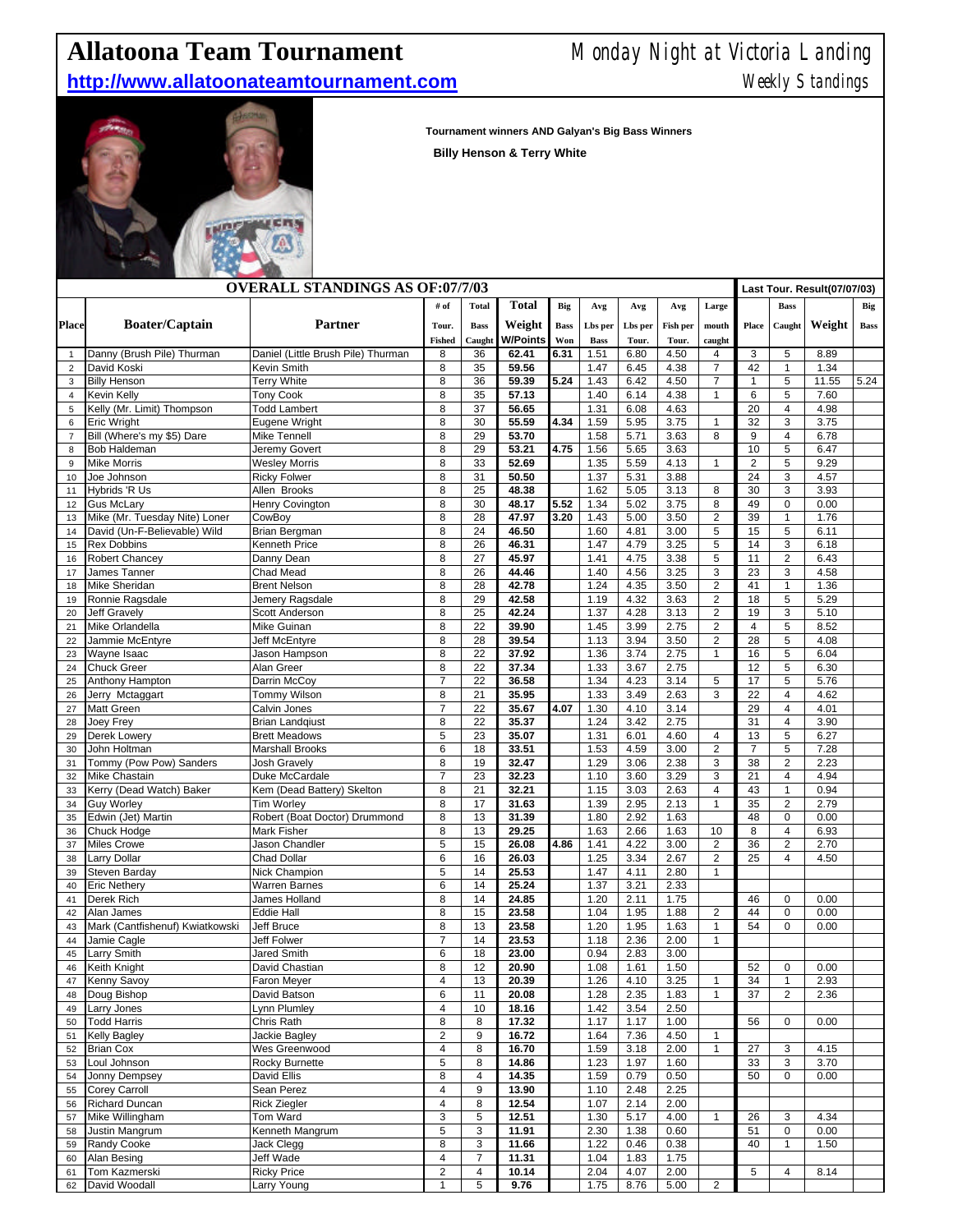# Allatoona Team Tournament

**http://www.allatoonateamtournament.com**

Monday Night at Victoria Landing

Weekly Standings

**Tournament winners AND Galyan's Big Bass Winners**

**Billy Henson & Terry White**

| | | | OVERALL STANDINGS AS OF:07/7/03 | | | | | | | | Last Tour. Result(07/07/03) | | | |
|---|---|---|---|---|---|---|---|---|---|---|---|---|---|---|
| Place | Boater/Captain | Partner | # of Tour. Fished | Total Bass Caught | Total Weight W/Points | Big Bass Won | Avg Lbs per Bass | Avg Lbs per Tour. | Avg Fish per Tour. | Large mouth caught | Place | Bass Caught | Weight | Big Bass |
| 1 | Danny (Brush Pile) Thurman | Daniel (Little Brush Pile) Thurman | 8 | 36 | 62.41 | 6.31 | 1.51 | 6.80 | 4.50 | 4 | 3 | 5 | 8.89 | |
| 2 | David Koski | Kevin Smith | 8 | 35 | 59.56 | | 1.47 | 6.45 | 4.38 | 7 | 42 | 1 | 1.34 | |
| 3 | Billy Henson | Terry White | 8 | 36 | 59.39 | 5.24 | 1.43 | 6.42 | 4.50 | 7 | 1 | 5 | 11.55 | 5.24 |
| 4 | Kevin Kelly | Tony Cook | 8 | 35 | 57.13 | | 1.40 | 6.14 | 4.38 | 1 | 6 | 5 | 7.60 | |
| 5 | Kelly (Mr. Limit) Thompson | Todd Lambert | 8 | 37 | 56.65 | | 1.31 | 6.08 | 4.63 | | 20 | 4 | 4.98 | |
| 6 | Eric Wright | Eugene Wright | 8 | 30 | 55.59 | 4.34 | 1.59 | 5.95 | 3.75 | 1 | 32 | 3 | 3.75 | |
| 7 | Bill (Where's my $5) Dare | Mike Tennell | 8 | 29 | 53.70 | | 1.58 | 5.71 | 3.63 | 8 | 9 | 4 | 6.78 | |
| 8 | Bob Haldeman | Jeremy Govert | 8 | 29 | 53.21 | 4.75 | 1.56 | 5.65 | 3.63 | | 10 | 5 | 6.47 | |
| 9 | Mike Morris | Wesley Morris | 8 | 33 | 52.69 | | 1.35 | 5.59 | 4.13 | 1 | 2 | 5 | 9.29 | |
| 10 | Joe Johnson | Ricky Folwer | 8 | 31 | 50.50 | | 1.37 | 5.31 | 3.88 | | 24 | 3 | 4.57 | |
| 11 | Hybrids 'R Us | Allen Brooks | 8 | 25 | 48.38 | | 1.62 | 5.05 | 3.13 | 8 | 30 | 3 | 3.93 | |
| 12 | Gus McLary | Henry Covington | 8 | 30 | 48.17 | 5.52 | 1.34 | 5.02 | 3.75 | 8 | 49 | 0 | 0.00 | |
| 13 | Mike (Mr. Tuesday Nite) Loner | CowBoy | 8 | 28 | 47.97 | 3.20 | 1.43 | 5.00 | 3.50 | 2 | 39 | 1 | 1.76 | |
| 14 | David (Un-F-Believable) Wild | Brian Bergman | 8 | 24 | 46.50 | | 1.60 | 4.81 | 3.00 | 5 | 15 | 5 | 6.11 | |
| 15 | Rex Dobbins | Kenneth Price | 8 | 26 | 46.31 | | 1.47 | 4.79 | 3.25 | 5 | 14 | 3 | 6.18 | |
| 16 | Robert Chancey | Danny Dean | 8 | 27 | 45.97 | | 1.41 | 4.75 | 3.38 | 5 | 11 | 2 | 6.43 | |
| 17 | James Tanner | Chad Mead | 8 | 26 | 44.46 | | 1.40 | 4.56 | 3.25 | 3 | 23 | 3 | 4.58 | |
| 18 | Mike Sheridan | Brent Nelson | 8 | 28 | 42.78 | | 1.24 | 4.35 | 3.50 | 2 | 41 | 1 | 1.36 | |
| 19 | Ronnie Ragsdale | Jemery Ragsdale | 8 | 29 | 42.58 | | 1.19 | 4.32 | 3.63 | 2 | 18 | 5 | 5.29 | |
| 20 | Jeff Gravely | Scott Anderson | 8 | 25 | 42.24 | | 1.37 | 4.28 | 3.13 | 2 | 19 | 3 | 5.10 | |
| 21 | Mike Orlandella | Mike Guinan | 8 | 22 | 39.90 | | 1.45 | 3.99 | 2.75 | 2 | 4 | 5 | 8.52 | |
| 22 | Jammie McEntyre | Jeff McEntyre | 8 | 28 | 39.54 | | 1.13 | 3.94 | 3.50 | 2 | 28 | 5 | 4.08 | |
| 23 | Wayne Isaac | Jason Hampson | 8 | 22 | 37.92 | | 1.36 | 3.74 | 2.75 | 1 | 16 | 5 | 6.04 | |
| 24 | Chuck Greer | Alan Greer | 8 | 22 | 37.34 | | 1.33 | 3.67 | 2.75 | | 12 | 5 | 6.30 | |
| 25 | Anthony Hampton | Darrin McCoy | 7 | 22 | 36.58 | | 1.34 | 4.23 | 3.14 | 5 | 17 | 5 | 5.76 | |
| 26 | Jerry Mctaggart | Tommy Wilson | 8 | 21 | 35.95 | | 1.33 | 3.49 | 2.63 | 3 | 22 | 4 | 4.62 | |
| 27 | Matt Green | Calvin Jones | 7 | 22 | 35.67 | 4.07 | 1.30 | 4.10 | 3.14 | | 29 | 4 | 4.01 | |
| 28 | Joey Frey | Brian Landqiust | 8 | 22 | 35.37 | | 1.24 | 3.42 | 2.75 | | 31 | 4 | 3.90 | |
| 29 | Derek Lowery | Brett Meadows | 5 | 23 | 35.07 | | 1.31 | 6.01 | 4.60 | 4 | 13 | 5 | 6.27 | |
| 30 | John Holtman | Marshall Brooks | 6 | 18 | 33.51 | | 1.53 | 4.59 | 3.00 | 2 | 7 | 5 | 7.28 | |
| 31 | Tommy (Pow Pow) Sanders | Josh Gravely | 8 | 19 | 32.47 | | 1.29 | 3.06 | 2.38 | 3 | 38 | 2 | 2.23 | |
| 32 | Mike Chastain | Duke McCardale | 7 | 23 | 32.23 | | 1.10 | 3.60 | 3.29 | 3 | 21 | 4 | 4.94 | |
| 33 | Kerry (Dead Watch) Baker | Kem (Dead Battery) Skelton | 8 | 21 | 32.21 | | 1.15 | 3.03 | 2.63 | 4 | 43 | 1 | 0.94 | |
| 34 | Guy Worley | Tim Worley | 8 | 17 | 31.63 | | 1.39 | 2.95 | 2.13 | 1 | 35 | 2 | 2.79 | |
| 35 | Edwin (Jet) Martin | Robert (Boat Doctor) Drummond | 8 | 13 | 31.39 | | 1.80 | 2.92 | 1.63 | | 48 | 0 | 0.00 | |
| 36 | Chuck Hodge | Mark Fisher | 8 | 13 | 29.25 | | 1.63 | 2.66 | 1.63 | 10 | 8 | 4 | 6.93 | |
| 37 | Miles Crowe | Jason Chandler | 5 | 15 | 26.08 | 4.86 | 1.41 | 4.22 | 3.00 | 2 | 36 | 2 | 2.70 | |
| 38 | Larry Dollar | Chad Dollar | 6 | 16 | 26.03 | | 1.25 | 3.34 | 2.67 | 2 | 25 | 4 | 4.50 | |
| 39 | Steven Barday | Nick Champion | 5 | 14 | 25.53 | | 1.47 | 4.11 | 2.80 | 1 | | | | |
| 40 | Eric Nethery | Warren Barnes | 6 | 14 | 25.24 | | 1.37 | 3.21 | 2.33 | | | | | |
| 41 | Derek Rich | James Holland | 8 | 14 | 24.85 | | 1.20 | 2.11 | 1.75 | | 46 | 0 | 0.00 | |
| 42 | Alan James | Eddie Hall | 8 | 15 | 23.58 | | 1.04 | 1.95 | 1.88 | 2 | 44 | 0 | 0.00 | |
| 43 | Mark (Cantfishenuf) Kwiatkowski | Jeff Bruce | 8 | 13 | 23.58 | | 1.20 | 1.95 | 1.63 | 1 | 54 | 0 | 0.00 | |
| 44 | Jamie Cagle | Jeff Folwer | 7 | 14 | 23.53 | | 1.18 | 2.36 | 2.00 | 1 | | | | |
| 45 | Larry Smith | Jared Smith | 6 | 18 | 23.00 | | 0.94 | 2.83 | 3.00 | | | | | |
| 46 | Keith Knight | David Chastian | 8 | 12 | 20.90 | | 1.08 | 1.61 | 1.50 | | 52 | 0 | 0.00 | |
| 47 | Kenny Savoy | Faron Meyer | 4 | 13 | 20.39 | | 1.26 | 4.10 | 3.25 | 1 | 34 | 1 | 2.93 | |
| 48 | Doug Bishop | David Batson | 6 | 11 | 20.08 | | 1.28 | 2.35 | 1.83 | 1 | 37 | 2 | 2.36 | |
| 49 | Larry Jones | Lynn Plumley | 4 | 10 | 18.16 | | 1.42 | 3.54 | 2.50 | | | | | |
| 50 | Todd Harris | Chris Rath | 8 | 8 | 17.32 | | 1.17 | 1.17 | 1.00 | | 56 | 0 | 0.00 | |
| 51 | Kelly Bagley | Jackie Bagley | 2 | 9 | 16.72 | | 1.64 | 7.36 | 4.50 | 1 | | | | |
| 52 | Brian Cox | Wes Greenwood | 4 | 8 | 16.70 | | 1.59 | 3.18 | 2.00 | 1 | 27 | 3 | 4.15 | |
| 53 | Loul Johnson | Rocky Burnette | 5 | 8 | 14.86 | | 1.23 | 1.97 | 1.60 | | 33 | 3 | 3.70 | |
| 54 | Jonny Dempsey | David Ellis | 8 | 4 | 14.35 | | 1.59 | 0.79 | 0.50 | | 50 | 0 | 0.00 | |
| 55 | Corey Carroll | Sean Perez | 4 | 9 | 13.90 | | 1.10 | 2.48 | 2.25 | | | | | |
| 56 | Richard Duncan | Rick Ziegler | 4 | 8 | 12.54 | | 1.07 | 2.14 | 2.00 | | | | | |
| 57 | Mike Willingham | Tom Ward | 3 | 5 | 12.51 | | 1.30 | 5.17 | 4.00 | 1 | 26 | 3 | 4.34 | |
| 58 | Justin Mangrum | Kenneth Mangrum | 5 | 3 | 11.91 | | 2.30 | 1.38 | 0.60 | | 51 | 0 | 0.00 | |
| 59 | Randy Cooke | Jack Clegg | 8 | 3 | 11.66 | | 1.22 | 0.46 | 0.38 | | 40 | 1 | 1.50 | |
| 60 | Alan Besing | Jeff Wade | 4 | 7 | 11.31 | | 1.04 | 1.83 | 1.75 | | | | | |
| 61 | Tom Kazmerski | Ricky Price | 2 | 4 | 10.14 | | 2.04 | 4.07 | 2.00 | | 5 | 4 | 8.14 | |
| 62 | David Woodall | Larry Young | 1 | 5 | 9.76 | | 1.75 | 8.76 | 5.00 | 2 | | | | |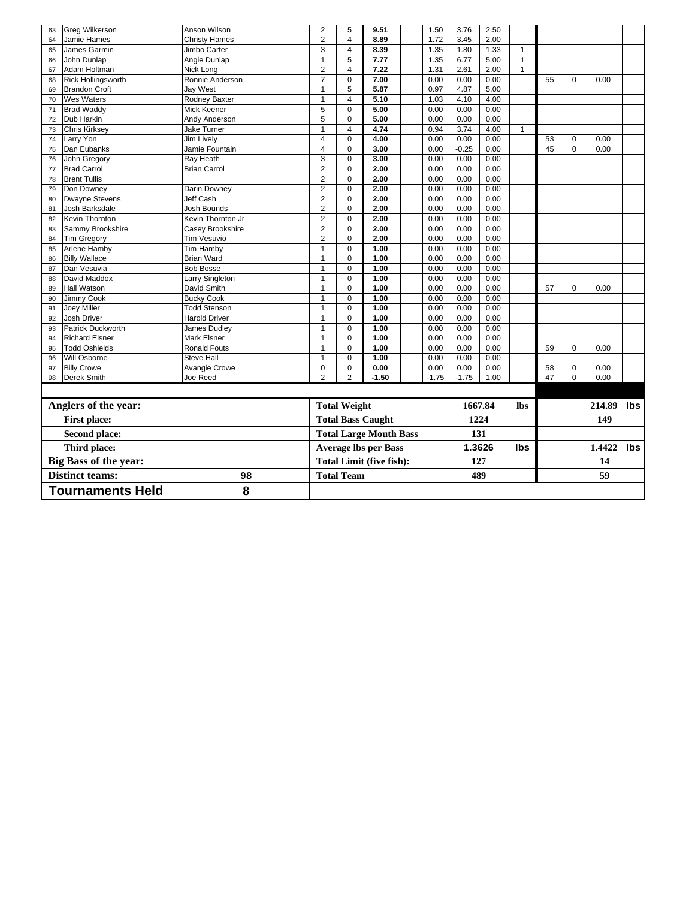| | | | | | | | | | | | | | | | | |
|---|---|---|---|---|---|---|---|---|---|---|---|---|---|---|---|---|
| 63 | Greg Wilkerson | Anson Wilson | 2 | 5 | 9.51 | | 1.50 | 3.76 | 2.50 | | | | | | |
| 64 | Jamie Hames | Christy Hames | 2 | 4 | 8.89 | | 1.72 | 3.45 | 2.00 | | | | | | |
| 65 | James Garmin | Jimbo Carter | 3 | 4 | 8.39 | | 1.35 | 1.80 | 1.33 | 1 | | | | | |
| 66 | John Dunlap | Angie Dunlap | 1 | 5 | 7.77 | | 1.35 | 6.77 | 5.00 | 1 | | | | | |
| 67 | Adam Holtman | Nick Long | 2 | 4 | 7.22 | | 1.31 | 2.61 | 2.00 | 1 | | | | | |
| 68 | Rick Hollingsworth | Ronnie Anderson | 7 | 0 | 7.00 | | 0.00 | 0.00 | 0.00 | | | 55 | 0 | 0.00 | |
| 69 | Brandon Croft | Jay West | 1 | 5 | 5.87 | | 0.97 | 4.87 | 5.00 | | | | | | |
| 70 | Wes Waters | Rodney Baxter | 1 | 4 | 5.10 | | 1.03 | 4.10 | 4.00 | | | | | | |
| 71 | Brad Waddy | Mick Keener | 5 | 0 | 5.00 | | 0.00 | 0.00 | 0.00 | | | | | | |
| 72 | Dub Harkin | Andy Anderson | 5 | 0 | 5.00 | | 0.00 | 0.00 | 0.00 | | | | | | |
| 73 | Chris Kirksey | Jake Turner | 1 | 4 | 4.74 | | 0.94 | 3.74 | 4.00 | 1 | | | | | |
| 74 | Larry Yon | Jim Lively | 4 | 0 | 4.00 | | 0.00 | 0.00 | 0.00 | | | 53 | 0 | 0.00 | |
| 75 | Dan Eubanks | Jamie Fountain | 4 | 0 | 3.00 | | 0.00 | -0.25 | 0.00 | | | 45 | 0 | 0.00 | |
| 76 | John Gregory | Ray Heath | 3 | 0 | 3.00 | | 0.00 | 0.00 | 0.00 | | | | | | |
| 77 | Brad Carrol | Brian Carrol | 2 | 0 | 2.00 | | 0.00 | 0.00 | 0.00 | | | | | | |
| 78 | Brent Tullis | | 2 | 0 | 2.00 | | 0.00 | 0.00 | 0.00 | | | | | | |
| 79 | Don Downey | Darin Downey | 2 | 0 | 2.00 | | 0.00 | 0.00 | 0.00 | | | | | | |
| 80 | Dwayne Stevens | Jeff Cash | 2 | 0 | 2.00 | | 0.00 | 0.00 | 0.00 | | | | | | |
| 81 | Josh Barksdale | Josh Bounds | 2 | 0 | 2.00 | | 0.00 | 0.00 | 0.00 | | | | | | |
| 82 | Kevin Thornton | Kevin Thornton Jr | 2 | 0 | 2.00 | | 0.00 | 0.00 | 0.00 | | | | | | |
| 83 | Sammy Brookshire | Casey Brookshire | 2 | 0 | 2.00 | | 0.00 | 0.00 | 0.00 | | | | | | |
| 84 | Tim Gregory | Tim Vesuvio | 2 | 0 | 2.00 | | 0.00 | 0.00 | 0.00 | | | | | | |
| 85 | Arlene Hamby | Tim Hamby | 1 | 0 | 1.00 | | 0.00 | 0.00 | 0.00 | | | | | | |
| 86 | Billy Wallace | Brian Ward | 1 | 0 | 1.00 | | 0.00 | 0.00 | 0.00 | | | | | | |
| 87 | Dan Vesuvia | Bob Bosse | 1 | 0 | 1.00 | | 0.00 | 0.00 | 0.00 | | | | | | |
| 88 | David Maddox | Larry Singleton | 1 | 0 | 1.00 | | 0.00 | 0.00 | 0.00 | | | | | | |
| 89 | Hall Watson | David Smith | 1 | 0 | 1.00 | | 0.00 | 0.00 | 0.00 | | | 57 | 0 | 0.00 | |
| 90 | Jimmy Cook | Bucky Cook | 1 | 0 | 1.00 | | 0.00 | 0.00 | 0.00 | | | | | | |
| 91 | Joey Miller | Todd Stenson | 1 | 0 | 1.00 | | 0.00 | 0.00 | 0.00 | | | | | | |
| 92 | Josh Driver | Harold Driver | 1 | 0 | 1.00 | | 0.00 | 0.00 | 0.00 | | | | | | |
| 93 | Patrick Duckworth | James Dudley | 1 | 0 | 1.00 | | 0.00 | 0.00 | 0.00 | | | | | | |
| 94 | Richard Elsner | Mark Elsner | 1 | 0 | 1.00 | | 0.00 | 0.00 | 0.00 | | | | | | |
| 95 | Todd Oshields | Ronald Fouts | 1 | 0 | 1.00 | | 0.00 | 0.00 | 0.00 | | | 59 | 0 | 0.00 | |
| 96 | Will Osborne | Steve Hall | 1 | 0 | 1.00 | | 0.00 | 0.00 | 0.00 | | | | | | |
| 97 | Billy Crowe | Avangie Crowe | 0 | 0 | 0.00 | | 0.00 | 0.00 | 0.00 | | | 58 | 0 | 0.00 | |
| 98 | Derek Smith | Joe Reed | 2 | 2 | -1.50 | | -1.75 | -1.75 | 1.00 | | | 47 | 0 | 0.00 | |

| | | | | | | |
|---|---|---|---|---|---|---|
| **Anglers of the year:** | | **Total Weight** | **1667.84** | **lbs** | **214.89** | **lbs** |
| **First place:** | | **Total Bass Caught** | **1224** | | **149** | |
| **Second place:** | | **Total Large Mouth Bass** | **131** | | | |
| **Third place:** | | **Average lbs per Bass** | **1.3626** | **lbs** | **1.4422** | **lbs** |
| **Big Bass of the year:** | | **Total Limit (five fish):** | **127** | | **14** | |
| **Distinct teams:** | **98** | **Total Team** | **489** | | **59** | |
| **Tournaments Held** | **8** | | | | | |